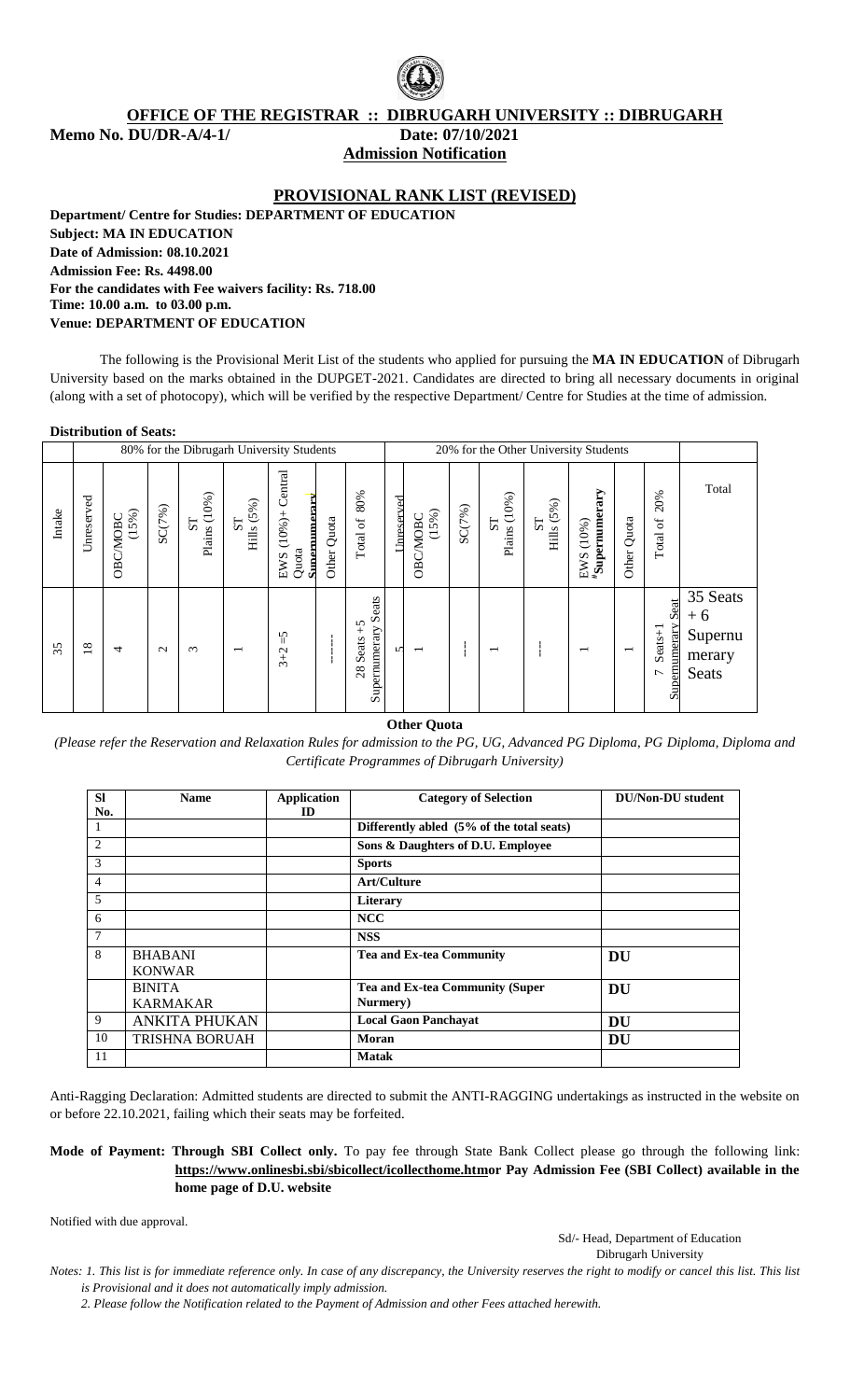## OFFICE OF THE REGISTRAR :: DIBRUGARH UNIVERSITY :: DIBRUGARH

**Memo No. DU/DR-A/4-1/** **Date: 07/10/2021**

**Admission Notification**

## PROVISIONAL RANK LIST (REVISED)

**Department/ Centre for Studies: DEPARTMENT OF EDUCATION**
**Subject: MA IN EDUCATION**
**Date of Admission: 08.10.2021**
**Admission Fee: Rs. 4498.00**
**For the candidates with Fee waivers facility: Rs. 718.00**
**Time: 10.00 a.m. to 03.00 p.m.**
**Venue: DEPARTMENT OF EDUCATION**

The following is the Provisional Merit List of the students who applied for pursuing the **MA IN EDUCATION** of Dibrugarh University based on the marks obtained in the DUPGET-2021. Candidates are directed to bring all necessary documents in original (along with a set of photocopy), which will be verified by the respective Department/ Centre for Studies at the time of admission.

**Distribution of Seats:**

| | 80% for the Dibrugarh University Students | | | | | | | | 20% for the Other University Students | | | | | | | | |
|---|---|---|---|---|---|---|---|---|---|---|---|---|---|---|---|---|---|
| Intake | Unreserved | OBC/MOBC (15%) | SC(7%) | ST Plains (10%) | ST Hills (5%) | EWS (10%)+ Central Quota Supernumerary | Other Quota | Total of 80% | Unreserved | OBC/MOBC (15%) | SC(7%) | ST Plains (10%) | ST Hills (5%) | EWS (10%) #Supernumerary | Other Quota | Total of 20% | Total |
| 35 | 18 | 4 | 2 | 3 | 1 | 3+2 =5 | ----- | 28 Seats +5 Supernumerary Seats | 5 | 1 | --- | 1 | --- | 1 | 1 | 7 Seats+1 Supernumerary Seat | 35 Seats + 6 Supernumerary Seats |

**Other Quota**

*(Please refer the Reservation and Relaxation Rules for admission to the PG, UG, Advanced PG Diploma, PG Diploma, Diploma and Certificate Programmes of Dibrugarh University)*

| Sl No. | Name | Application ID | Category of Selection | DU/Non-DU student |
|---|---|---|---|---|
| 1 | | | **Differently abled (5% of the total seats)** | |
| 2 | | | **Sons & Daughters of D.U. Employee** | |
| 3 | | | **Sports** | |
| 4 | | | **Art/Culture** | |
| 5 | | | **Literary** | |
| 6 | | | **NCC** | |
| 7 | | | **NSS** | |
| 8 | BHABANI KONWAR | | **Tea and Ex-tea Community** | **DU** |
| | BINITA KARMAKAR | | **Tea and Ex-tea Community (Super Nurmery)** | **DU** |
| 9 | ANKITA PHUKAN | | **Local Gaon Panchayat** | **DU** |
| 10 | TRISHNA BORUAH | | **Moran** | **DU** |
| 11 | | | **Matak** | |

Anti-Ragging Declaration: Admitted students are directed to submit the ANTI-RAGGING undertakings as instructed in the website on or before 22.10.2021, failing which their seats may be forfeited.

**Mode of Payment: Through SBI Collect only.** To pay fee through State Bank Collect please go through the following link: **https://www.onlinesbi.sbi/sbicollect/icollecthome.htmor Pay Admission Fee (SBI Collect) available in the home page of D.U. website**

Notified with due approval.

Sd/- Head, Department of Education
Dibrugarh University

*Notes: 1. This list is for immediate reference only. In case of any discrepancy, the University reserves the right to modify or cancel this list. This list is Provisional and it does not automatically imply admission.*

*2. Please follow the Notification related to the Payment of Admission and other Fees attached herewith.*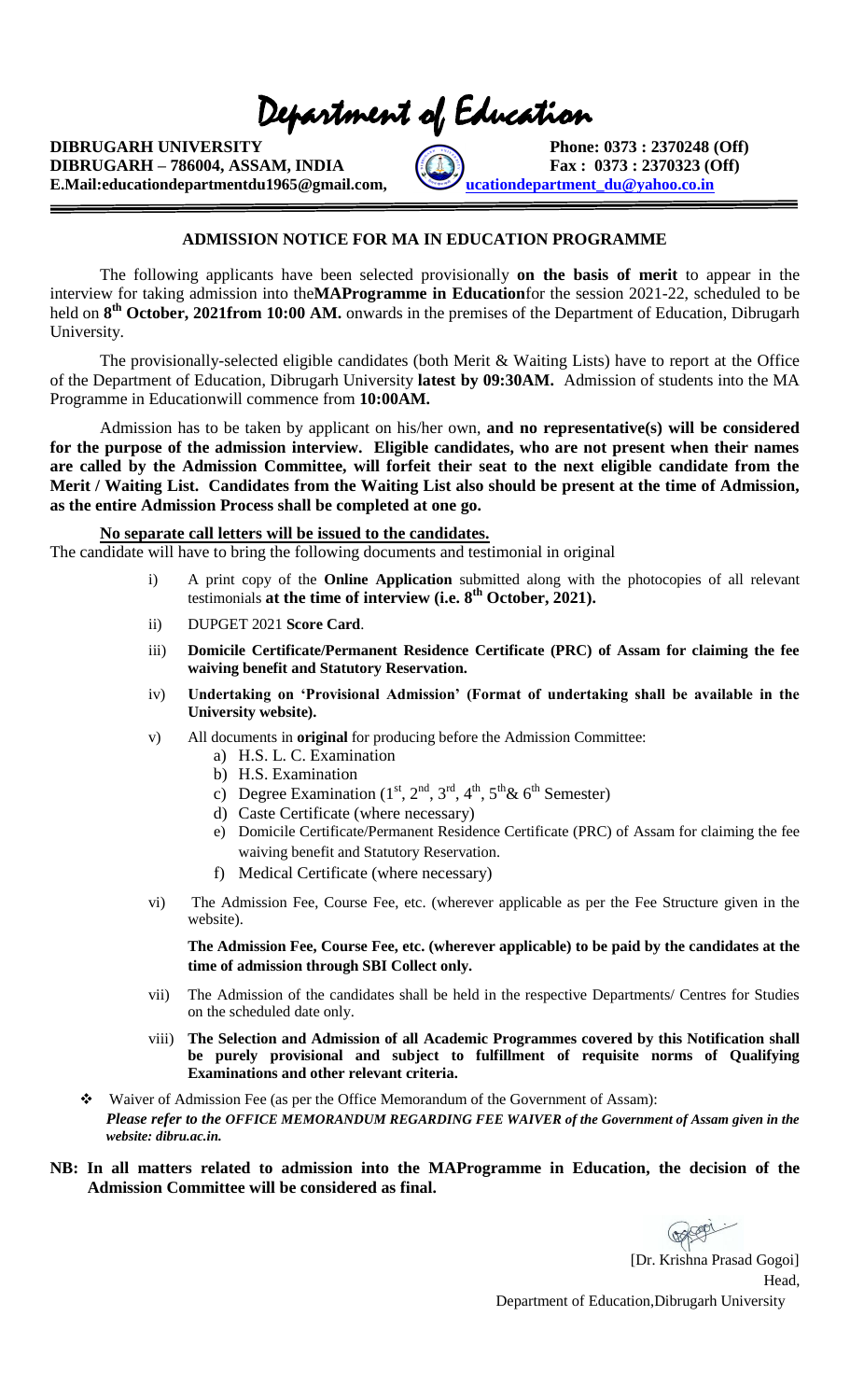# Department of Education

**DIBRUGARH UNIVERSITY** **Phone: 0373 : 2370248 (Off)**
**DIBRUGARH – 786004, ASSAM, INDIA** **Fax : 0373 : 2370323 (Off)**
**E.Mail:educationdepartmentdu1965@gmail.com,** **ucationdepartment_du@yahoo.co.in**

---

### ADMISSION NOTICE FOR MA IN EDUCATION PROGRAMME

The following applicants have been selected provisionally **on the basis of merit** to appear in the interview for taking admission into the**MAProgramme in Education**for the session 2021-22, scheduled to be held on **8th October, 2021from 10:00 AM.** onwards in the premises of the Department of Education, Dibrugarh University.

The provisionally-selected eligible candidates (both Merit & Waiting Lists) have to report at the Office of the Department of Education, Dibrugarh University **latest by 09:30AM.** Admission of students into the MA Programme in Educationwill commence from **10:00AM.**

Admission has to be taken by applicant on his/her own, **and no representative(s) will be considered for the purpose of the admission interview. Eligible candidates, who are not present when their names are called by the Admission Committee, will forfeit their seat to the next eligible candidate from the Merit / Waiting List. Candidates from the Waiting List also should be present at the time of Admission, as the entire Admission Process shall be completed at one go.**

**No separate call letters will be issued to the candidates.**

The candidate will have to bring the following documents and testimonial in original

i) A print copy of the **Online Application** submitted along with the photocopies of all relevant testimonials **at the time of interview (i.e. 8th October, 2021).**

ii) DUPGET 2021 **Score Card**.

iii) **Domicile Certificate/Permanent Residence Certificate (PRC) of Assam for claiming the fee waiving benefit and Statutory Reservation.**

iv) **Undertaking on 'Provisional Admission' (Format of undertaking shall be available in the University website).**

v) All documents in **original** for producing before the Admission Committee:
   - a) H.S. L. C. Examination
   - b) H.S. Examination
   - c) Degree Examination (1st, 2nd, 3rd, 4th, 5th& 6th Semester)
   - d) Caste Certificate (where necessary)
   - e) Domicile Certificate/Permanent Residence Certificate (PRC) of Assam for claiming the fee waiving benefit and Statutory Reservation.
   - f) Medical Certificate (where necessary)

vi) The Admission Fee, Course Fee, etc. (wherever applicable as per the Fee Structure given in the website).

**The Admission Fee, Course Fee, etc. (wherever applicable) to be paid by the candidates at the time of admission through SBI Collect only.**

vii) The Admission of the candidates shall be held in the respective Departments/ Centres for Studies on the scheduled date only.

viii) **The Selection and Admission of all Academic Programmes covered by this Notification shall be purely provisional and subject to fulfillment of requisite norms of Qualifying Examinations and other relevant criteria.**

- Waiver of Admission Fee (as per the Office Memorandum of the Government of Assam):
  ***Please refer to the OFFICE MEMORANDUM REGARDING FEE WAIVER of the Government of Assam given in the website: dibru.ac.in.***

**NB: In all matters related to admission into the MAProgramme in Education, the decision of the Admission Committee will be considered as final.**

[Dr. Krishna Prasad Gogoi]
Head,
Department of Education,Dibrugarh University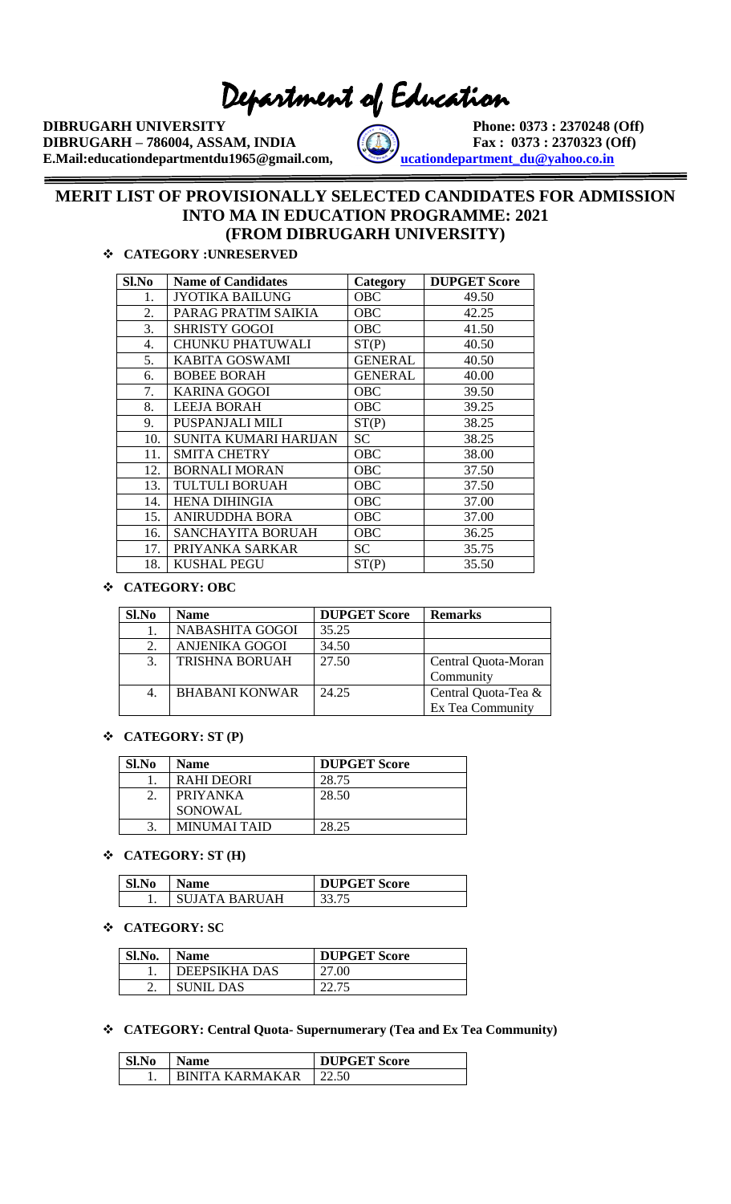# Department of Education

**DIBRUGARH UNIVERSITY** **Phone: 0373 : 2370248 (Off)**
**DIBRUGARH – 786004, ASSAM, INDIA** **Fax : 0373 : 2370323 (Off)**
**E.Mail:educationdepartmentdu1965@gmail.com, ucationdepartment_du@yahoo.co.in**

## MERIT LIST OF PROVISIONALLY SELECTED CANDIDATES FOR ADMISSION INTO MA IN EDUCATION PROGRAMME: 2021 (FROM DIBRUGARH UNIVERSITY)

- **CATEGORY :UNRESERVED**

| Sl.No | Name of Candidates | Category | DUPGET Score |
|---|---|---|---|
| 1. | JYOTIKA BAILUNG | OBC | 49.50 |
| 2. | PARAG PRATIM SAIKIA | OBC | 42.25 |
| 3. | SHRISTY GOGOI | OBC | 41.50 |
| 4. | CHUNKU PHATUWALI | ST(P) | 40.50 |
| 5. | KABITA GOSWAMI | GENERAL | 40.50 |
| 6. | BOBEE BORAH | GENERAL | 40.00 |
| 7. | KARINA GOGOI | OBC | 39.50 |
| 8. | LEEJA BORAH | OBC | 39.25 |
| 9. | PUSPANJALI MILI | ST(P) | 38.25 |
| 10. | SUNITA KUMARI HARIJAN | SC | 38.25 |
| 11. | SMITA CHETRY | OBC | 38.00 |
| 12. | BORNALI MORAN | OBC | 37.50 |
| 13. | TULTULI BORUAH | OBC | 37.50 |
| 14. | HENA DIHINGIA | OBC | 37.00 |
| 15. | ANIRUDDHA BORA | OBC | 37.00 |
| 16. | SANCHAYITA BORUAH | OBC | 36.25 |
| 17. | PRIYANKA SARKAR | SC | 35.75 |
| 18. | KUSHAL PEGU | ST(P) | 35.50 |

- **CATEGORY: OBC**

| Sl.No | Name | DUPGET Score | Remarks |
|---|---|---|---|
| 1. | NABASHITA GOGOI | 35.25 | |
| 2. | ANJENIKA GOGOI | 34.50 | |
| 3. | TRISHNA BORUAH | 27.50 | Central Quota-Moran Community |
| 4. | BHABANI KONWAR | 24.25 | Central Quota-Tea & Ex Tea Community |

- **CATEGORY: ST (P)**

| Sl.No | Name | DUPGET Score |
|---|---|---|
| 1. | RAHI DEORI | 28.75 |
| 2. | PRIYANKA SONOWAL | 28.50 |
| 3. | MINUMAI TAID | 28.25 |

- **CATEGORY: ST (H)**

| Sl.No | Name | DUPGET Score |
|---|---|---|
| 1. | SUJATA BARUAH | 33.75 |

- **CATEGORY: SC**

| Sl.No. | Name | DUPGET Score |
|---|---|---|
| 1. | DEEPSIKHA DAS | 27.00 |
| 2. | SUNIL DAS | 22.75 |

- **CATEGORY: Central Quota- Supernumerary (Tea and Ex Tea Community)**

| Sl.No | Name | DUPGET Score |
|---|---|---|
| 1. | BINITA KARMAKAR | 22.50 |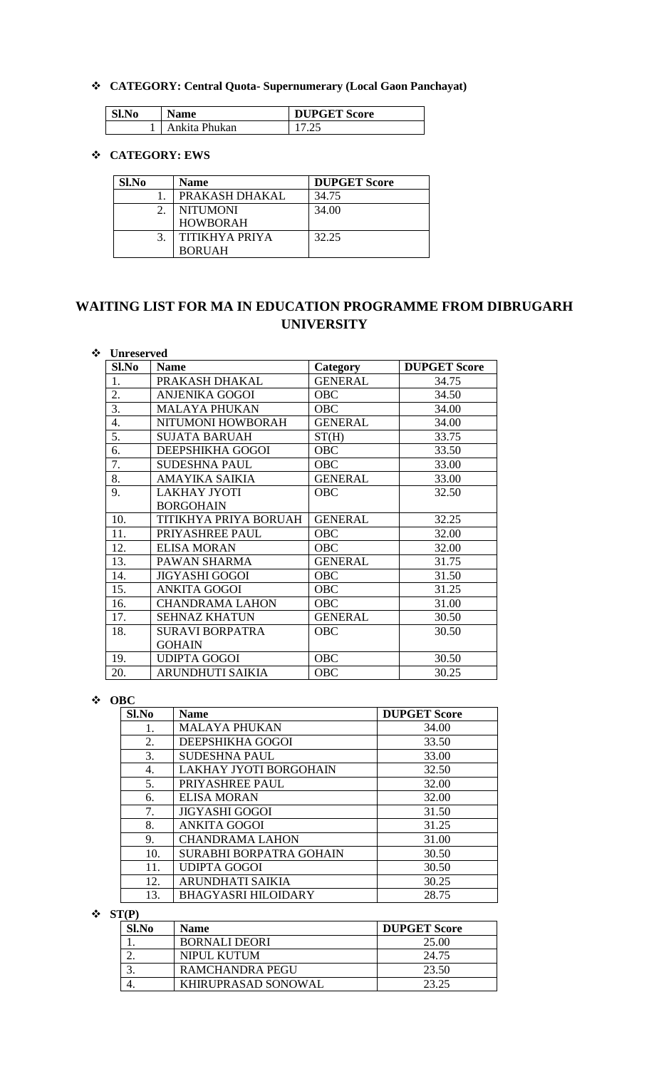- **CATEGORY: Central Quota- Supernumerary (Local Gaon Panchayat)**

| Sl.No | Name | DUPGET Score |
|---|---|---|
| 1 | Ankita Phukan | 17.25 |

- **CATEGORY: EWS**

| Sl.No | Name | DUPGET Score |
|---|---|---|
| 1. | PRAKASH DHAKAL | 34.75 |
| 2. | NITUMONI HOWBORAH | 34.00 |
| 3. | TITIKHYA PRIYA BORUAH | 32.25 |

## WAITING LIST FOR MA IN EDUCATION PROGRAMME FROM DIBRUGARH UNIVERSITY

- **Unreserved**

| Sl.No | Name | Category | DUPGET Score |
|---|---|---|---|
| 1. | PRAKASH DHAKAL | GENERAL | 34.75 |
| 2. | ANJENIKA GOGOI | OBC | 34.50 |
| 3. | MALAYA PHUKAN | OBC | 34.00 |
| 4. | NITUMONI HOWBORAH | GENERAL | 34.00 |
| 5. | SUJATA BARUAH | ST(H) | 33.75 |
| 6. | DEEPSHIKHA GOGOI | OBC | 33.50 |
| 7. | SUDESHNA PAUL | OBC | 33.00 |
| 8. | AMAYIKA SAIKIA | GENERAL | 33.00 |
| 9. | LAKHAY JYOTI BORGOHAIN | OBC | 32.50 |
| 10. | TITIKHYA PRIYA BORUAH | GENERAL | 32.25 |
| 11. | PRIYASHREE PAUL | OBC | 32.00 |
| 12. | ELISA MORAN | OBC | 32.00 |
| 13. | PAWAN SHARMA | GENERAL | 31.75 |
| 14. | JIGYASHI GOGOI | OBC | 31.50 |
| 15. | ANKITA GOGOI | OBC | 31.25 |
| 16. | CHANDRAMA LAHON | OBC | 31.00 |
| 17. | SEHNAZ KHATUN | GENERAL | 30.50 |
| 18. | SURAVI BORPATRA GOHAIN | OBC | 30.50 |
| 19. | UDIPTA GOGOI | OBC | 30.50 |
| 20. | ARUNDHUTI SAIKIA | OBC | 30.25 |

- **OBC**

| Sl.No | Name | DUPGET Score |
|---|---|---|
| 1. | MALAYA PHUKAN | 34.00 |
| 2. | DEEPSHIKHA GOGOI | 33.50 |
| 3. | SUDESHNA PAUL | 33.00 |
| 4. | LAKHAY JYOTI BORGOHAIN | 32.50 |
| 5. | PRIYASHREE PAUL | 32.00 |
| 6. | ELISA MORAN | 32.00 |
| 7. | JIGYASHI GOGOI | 31.50 |
| 8. | ANKITA GOGOI | 31.25 |
| 9. | CHANDRAMA LAHON | 31.00 |
| 10. | SURABHI BORPATRA GOHAIN | 30.50 |
| 11. | UDIPTA GOGOI | 30.50 |
| 12. | ARUNDHATI SAIKIA | 30.25 |
| 13. | BHAGYASRI HILOIDARY | 28.75 |

- **ST(P)**

| Sl.No | Name | DUPGET Score |
|---|---|---|
| 1. | BORNALI DEORI | 25.00 |
| 2. | NIPUL KUTUM | 24.75 |
| 3. | RAMCHANDRA PEGU | 23.50 |
| 4. | KHIRUPRASAD SONOWAL | 23.25 |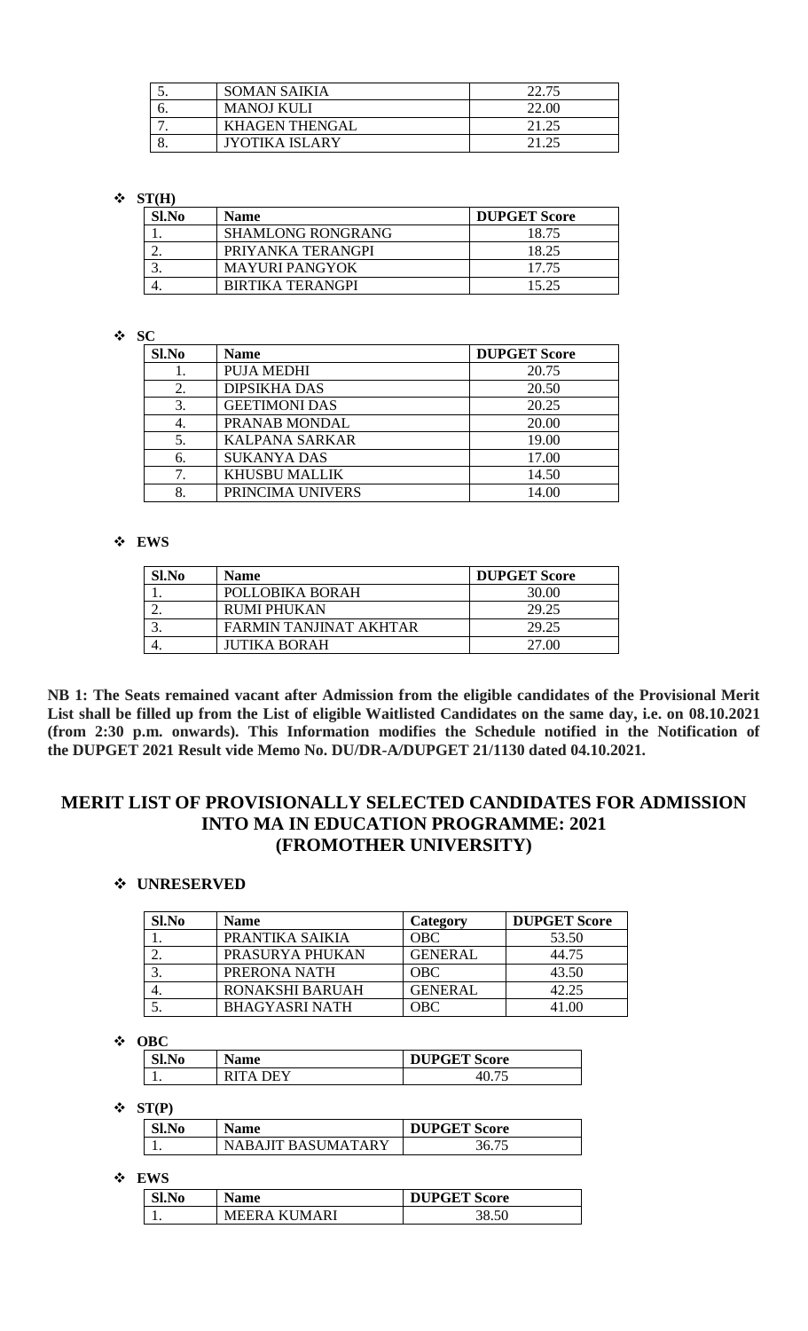| | | |
|---|---|---|
| 5. | SOMAN SAIKIA | 22.75 |
| 6. | MANOJ KULI | 22.00 |
| 7. | KHAGEN THENGAL | 21.25 |
| 8. | JYOTIKA ISLARY | 21.25 |

- **ST(H)**

| Sl.No | Name | DUPGET Score |
|---|---|---|
| 1. | SHAMLONG RONGRANG | 18.75 |
| 2. | PRIYANKA TERANGPI | 18.25 |
| 3. | MAYURI PANGYOK | 17.75 |
| 4. | BIRTIKA TERANGPI | 15.25 |

- **SC**

| Sl.No | Name | DUPGET Score |
|---|---|---|
| 1. | PUJA MEDHI | 20.75 |
| 2. | DIPSIKHA DAS | 20.50 |
| 3. | GEETIMONI DAS | 20.25 |
| 4. | PRANAB MONDAL | 20.00 |
| 5. | KALPANA SARKAR | 19.00 |
| 6. | SUKANYA DAS | 17.00 |
| 7. | KHUSBU MALLIK | 14.50 |
| 8. | PRINCIMA UNIVERS | 14.00 |

- **EWS**

| Sl.No | Name | DUPGET Score |
|---|---|---|
| 1. | POLLOBIKA BORAH | 30.00 |
| 2. | RUMI PHUKAN | 29.25 |
| 3. | FARMIN TANJINAT AKHTAR | 29.25 |
| 4. | JUTIKA BORAH | 27.00 |

**NB 1: The Seats remained vacant after Admission from the eligible candidates of the Provisional Merit List shall be filled up from the List of eligible Waitlisted Candidates on the same day, i.e. on 08.10.2021 (from 2:30 p.m. onwards). This Information modifies the Schedule notified in the Notification of the DUPGET 2021 Result vide Memo No. DU/DR-A/DUPGET 21/1130 dated 04.10.2021.**

## MERIT LIST OF PROVISIONALLY SELECTED CANDIDATES FOR ADMISSION INTO MA IN EDUCATION PROGRAMME: 2021 (FROMOTHER UNIVERSITY)

- **UNRESERVED**

| Sl.No | Name | Category | DUPGET Score |
|---|---|---|---|
| 1. | PRANTIKA SAIKIA | OBC | 53.50 |
| 2. | PRASURYA PHUKAN | GENERAL | 44.75 |
| 3. | PRERONA NATH | OBC | 43.50 |
| 4. | RONAKSHI BARUAH | GENERAL | 42.25 |
| 5. | BHAGYASRI NATH | OBC | 41.00 |

- **OBC**

| Sl.No | Name | DUPGET Score |
|---|---|---|
| 1. | RITA DEY | 40.75 |

- **ST(P)**

| Sl.No | Name | DUPGET Score |
|---|---|---|
| 1. | NABAJIT BASUMATARY | 36.75 |

- **EWS**

| Sl.No | Name | DUPGET Score |
|---|---|---|
| 1. | MEERA KUMARI | 38.50 |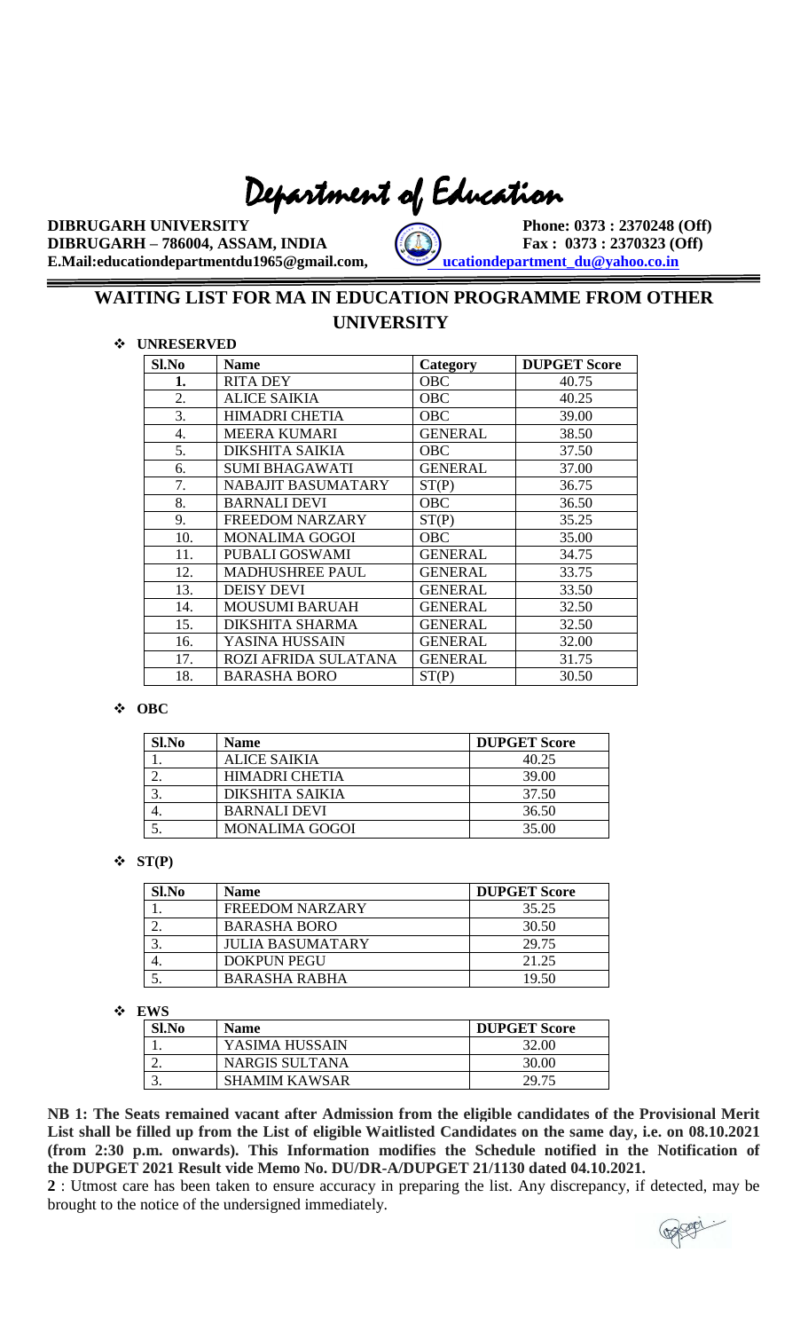# Department of Education

**DIBRUGARH UNIVERSITY** **Phone: 0373 : 2370248 (Off)**
**DIBRUGARH – 786004, ASSAM, INDIA** **Fax : 0373 : 2370323 (Off)**
**E.Mail:educationdepartmentdu1965@gmail.com, ucationdepartment_du@yahoo.co.in**

## WAITING LIST FOR MA IN EDUCATION PROGRAMME FROM OTHER UNIVERSITY

- **UNRESERVED**

| Sl.No | Name | Category | DUPGET Score |
|---|---|---|---|
| **1.** | RITA DEY | OBC | 40.75 |
| 2. | ALICE SAIKIA | OBC | 40.25 |
| 3. | HIMADRI CHETIA | OBC | 39.00 |
| 4. | MEERA KUMARI | GENERAL | 38.50 |
| 5. | DIKSHITA SAIKIA | OBC | 37.50 |
| 6. | SUMI BHAGAWATI | GENERAL | 37.00 |
| 7. | NABAJIT BASUMATARY | ST(P) | 36.75 |
| 8. | BARNALI DEVI | OBC | 36.50 |
| 9. | FREEDOM NARZARY | ST(P) | 35.25 |
| 10. | MONALIMA GOGOI | OBC | 35.00 |
| 11. | PUBALI GOSWAMI | GENERAL | 34.75 |
| 12. | MADHUSHREE PAUL | GENERAL | 33.75 |
| 13. | DEISY DEVI | GENERAL | 33.50 |
| 14. | MOUSUMI BARUAH | GENERAL | 32.50 |
| 15. | DIKSHITA SHARMA | GENERAL | 32.50 |
| 16. | YASINA HUSSAIN | GENERAL | 32.00 |
| 17. | ROZI AFRIDA SULATANA | GENERAL | 31.75 |
| 18. | BARASHA BORO | ST(P) | 30.50 |

- **OBC**

| Sl.No | Name | DUPGET Score |
|---|---|---|
| 1. | ALICE SAIKIA | 40.25 |
| 2. | HIMADRI CHETIA | 39.00 |
| 3. | DIKSHITA SAIKIA | 37.50 |
| 4. | BARNALI DEVI | 36.50 |
| 5. | MONALIMA GOGOI | 35.00 |

- **ST(P)**

| Sl.No | Name | DUPGET Score |
|---|---|---|
| 1. | FREEDOM NARZARY | 35.25 |
| 2. | BARASHA BORO | 30.50 |
| 3. | JULIA BASUMATARY | 29.75 |
| 4. | DOKPUN PEGU | 21.25 |
| 5. | BARASHA RABHA | 19.50 |

- **EWS**

| Sl.No | Name | DUPGET Score |
|---|---|---|
| 1. | YASIMA HUSSAIN | 32.00 |
| 2. | NARGIS SULTANA | 30.00 |
| 3. | SHAMIM KAWSAR | 29.75 |

**NB 1: The Seats remained vacant after Admission from the eligible candidates of the Provisional Merit List shall be filled up from the List of eligible Waitlisted Candidates on the same day, i.e. on 08.10.2021 (from 2:30 p.m. onwards). This Information modifies the Schedule notified in the Notification of the DUPGET 2021 Result vide Memo No. DU/DR-A/DUPGET 21/1130 dated 04.10.2021.**

**2** : Utmost care has been taken to ensure accuracy in preparing the list. Any discrepancy, if detected, may be brought to the notice of the undersigned immediately.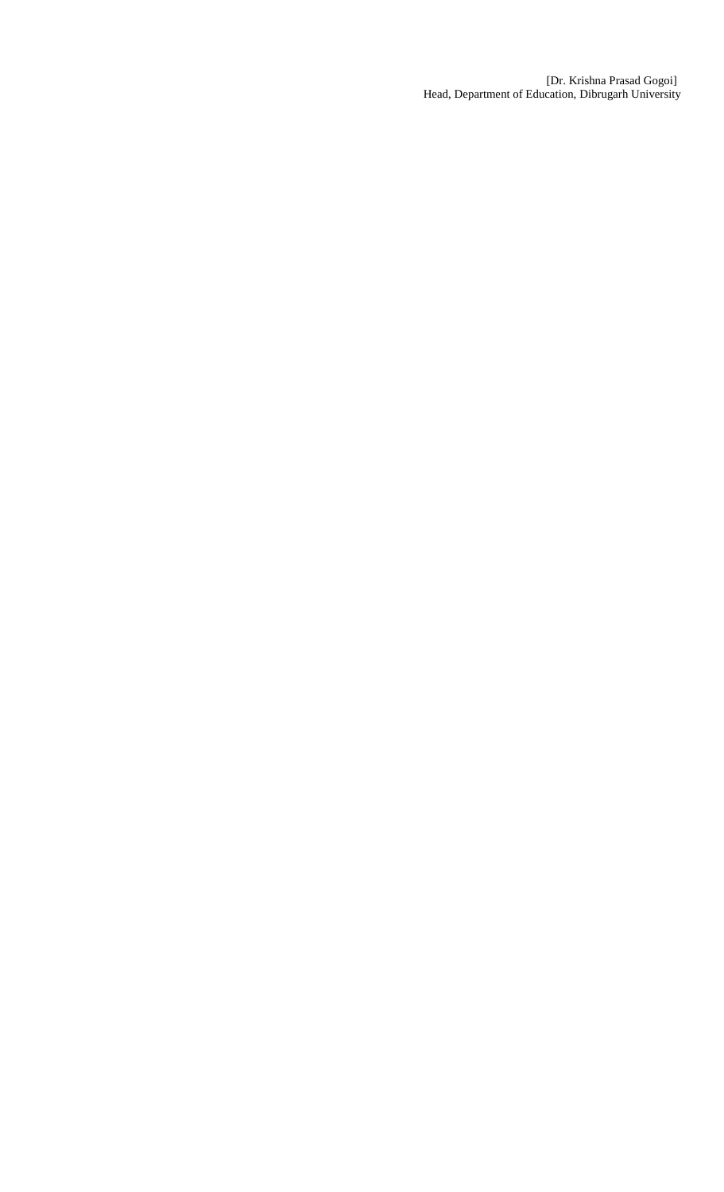[Dr. Krishna Prasad Gogoi]
Head, Department of Education, Dibrugarh University